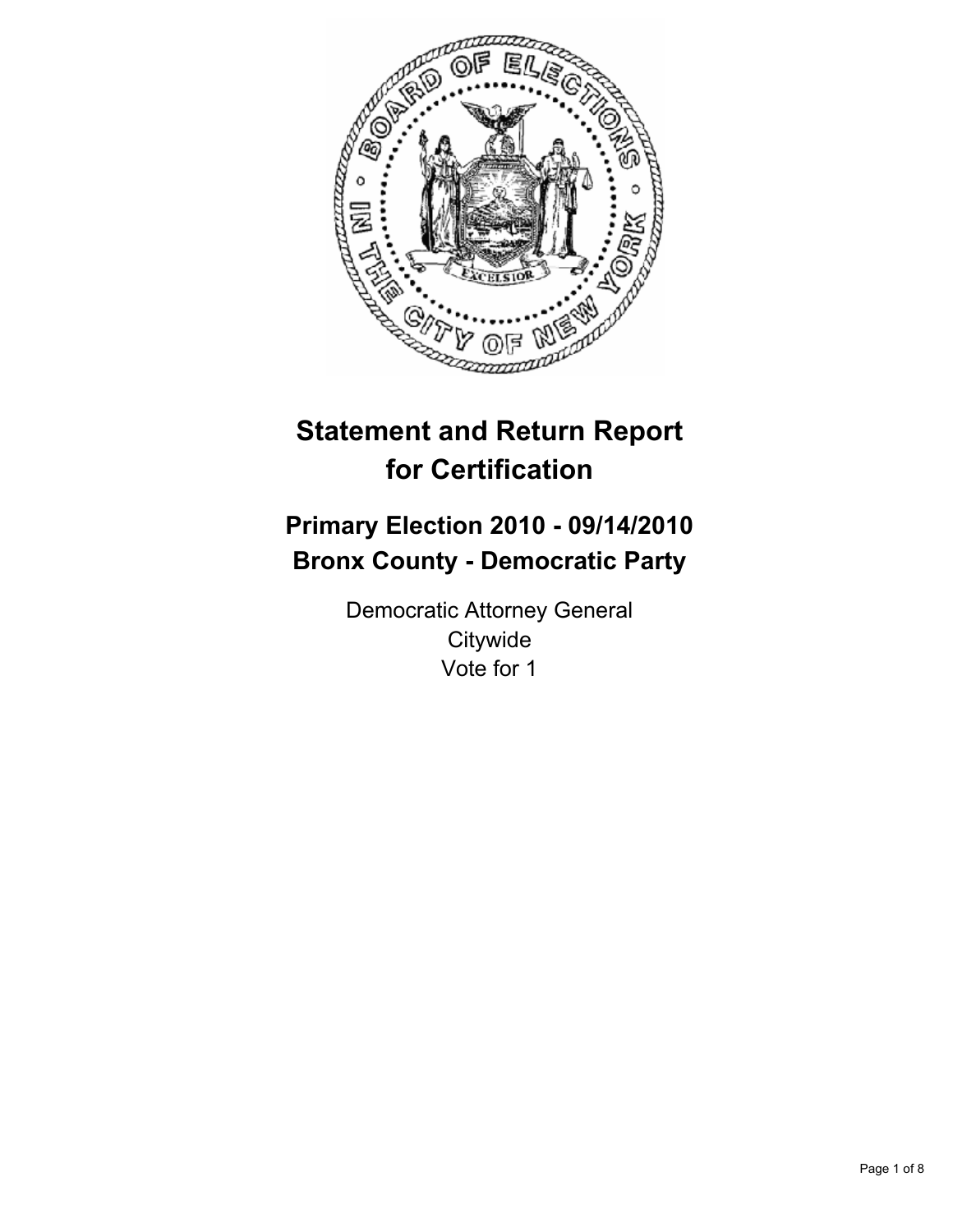# Statement and Return Report for Certification

## Primary Election 2010 - 09/14/2010
## Bronx County - Democratic Party

Democratic Attorney General
Citywide
Vote for 1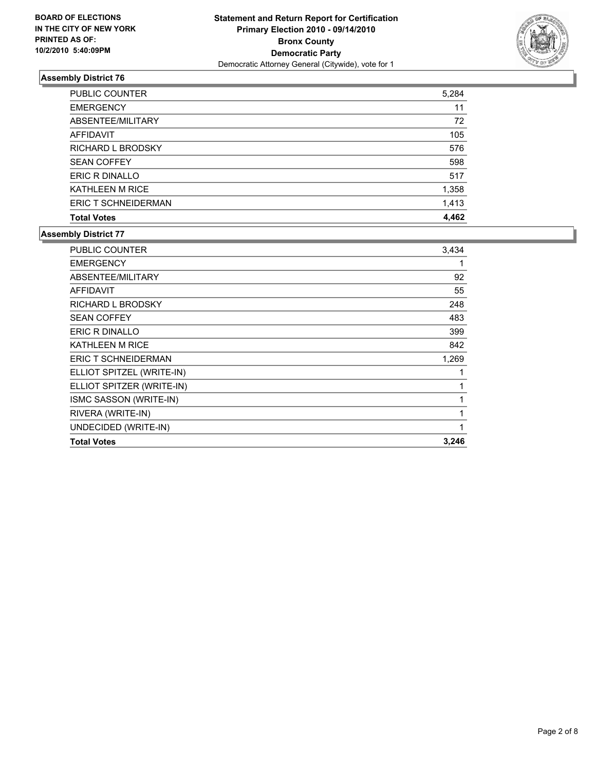**BOARD OF ELECTIONS IN THE CITY OF NEW YORK PRINTED AS OF: 10/2/2010 5:40:09PM**

**Statement and Return Report for Certification**
**Primary Election 2010 - 09/14/2010**
**Bronx County**
**Democratic Party**
Democratic Attorney General (Citywide), vote for 1

### Assembly District 76

| | |
|---|---|
| PUBLIC COUNTER | 5,284 |
| EMERGENCY | 11 |
| ABSENTEE/MILITARY | 72 |
| AFFIDAVIT | 105 |
| RICHARD L BRODSKY | 576 |
| SEAN COFFEY | 598 |
| ERIC R DINALLO | 517 |
| KATHLEEN M RICE | 1,358 |
| ERIC T SCHNEIDERMAN | 1,413 |
| **Total Votes** | **4,462** |

### Assembly District 77

| | |
|---|---|
| PUBLIC COUNTER | 3,434 |
| EMERGENCY | 1 |
| ABSENTEE/MILITARY | 92 |
| AFFIDAVIT | 55 |
| RICHARD L BRODSKY | 248 |
| SEAN COFFEY | 483 |
| ERIC R DINALLO | 399 |
| KATHLEEN M RICE | 842 |
| ERIC T SCHNEIDERMAN | 1,269 |
| ELLIOT SPITZEL (WRITE-IN) | 1 |
| ELLIOT SPITZER (WRITE-IN) | 1 |
| ISMC SASSON (WRITE-IN) | 1 |
| RIVERA (WRITE-IN) | 1 |
| UNDECIDED (WRITE-IN) | 1 |
| **Total Votes** | **3,246** |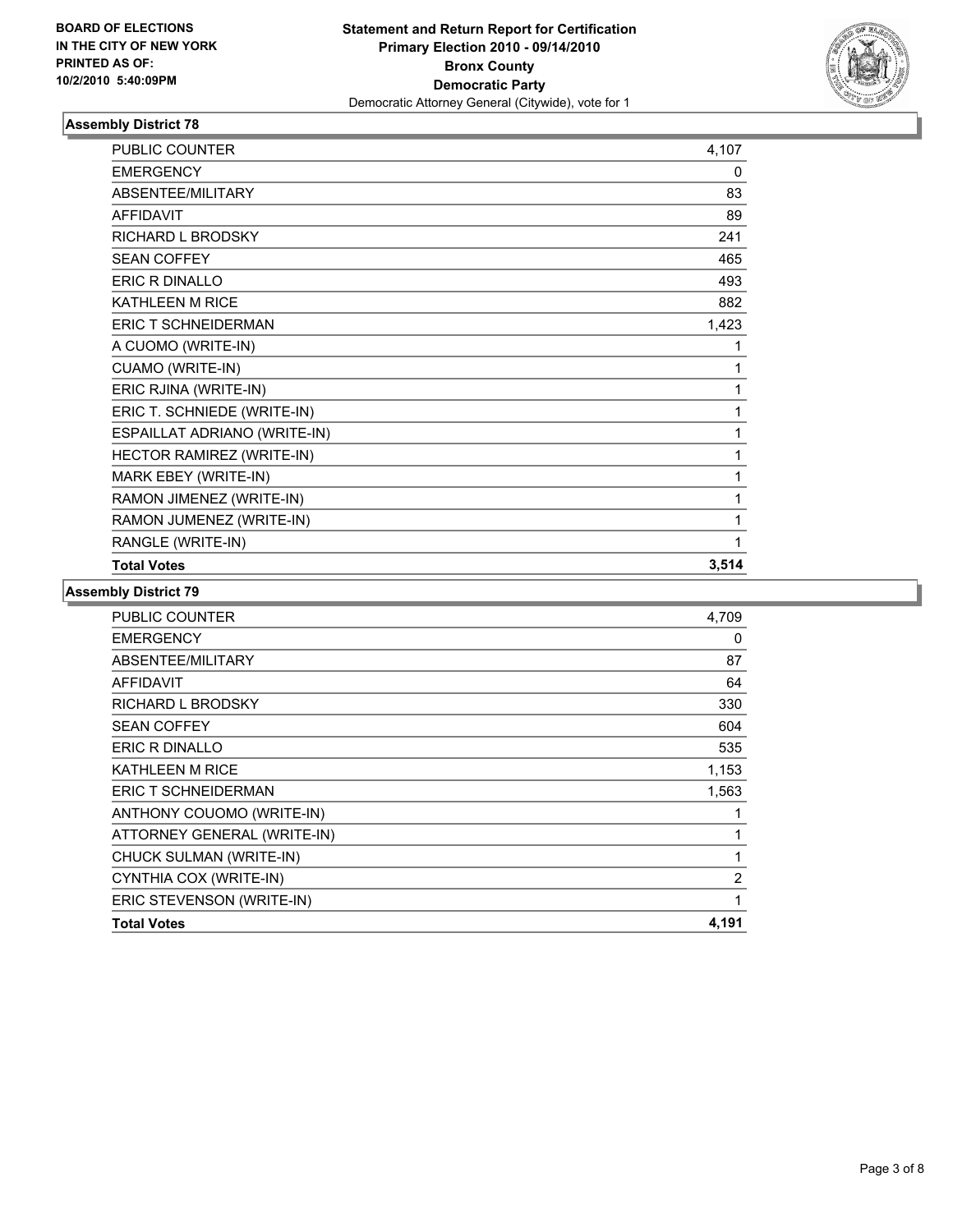BOARD OF ELECTIONS
IN THE CITY OF NEW YORK
PRINTED AS OF:
10/2/2010 5:40:09PM

**Statement and Return Report for Certification**
**Primary Election 2010 - 09/14/2010**
**Bronx County**
**Democratic Party**
Democratic Attorney General (Citywide), vote for 1

### Assembly District 78

| | |
|---|---|
| PUBLIC COUNTER | 4,107 |
| EMERGENCY | 0 |
| ABSENTEE/MILITARY | 83 |
| AFFIDAVIT | 89 |
| RICHARD L BRODSKY | 241 |
| SEAN COFFEY | 465 |
| ERIC R DINALLO | 493 |
| KATHLEEN M RICE | 882 |
| ERIC T SCHNEIDERMAN | 1,423 |
| A CUOMO (WRITE-IN) | 1 |
| CUAMO (WRITE-IN) | 1 |
| ERIC RJINA (WRITE-IN) | 1 |
| ERIC T. SCHNIEDE (WRITE-IN) | 1 |
| ESPAILLAT ADRIANO (WRITE-IN) | 1 |
| HECTOR RAMIREZ (WRITE-IN) | 1 |
| MARK EBEY (WRITE-IN) | 1 |
| RAMON JIMENEZ (WRITE-IN) | 1 |
| RAMON JUMENEZ (WRITE-IN) | 1 |
| RANGLE (WRITE-IN) | 1 |
| **Total Votes** | **3,514** |

### Assembly District 79

| | |
|---|---|
| PUBLIC COUNTER | 4,709 |
| EMERGENCY | 0 |
| ABSENTEE/MILITARY | 87 |
| AFFIDAVIT | 64 |
| RICHARD L BRODSKY | 330 |
| SEAN COFFEY | 604 |
| ERIC R DINALLO | 535 |
| KATHLEEN M RICE | 1,153 |
| ERIC T SCHNEIDERMAN | 1,563 |
| ANTHONY COUOMO (WRITE-IN) | 1 |
| ATTORNEY GENERAL (WRITE-IN) | 1 |
| CHUCK SULMAN (WRITE-IN) | 1 |
| CYNTHIA COX (WRITE-IN) | 2 |
| ERIC STEVENSON (WRITE-IN) | 1 |
| **Total Votes** | **4,191** |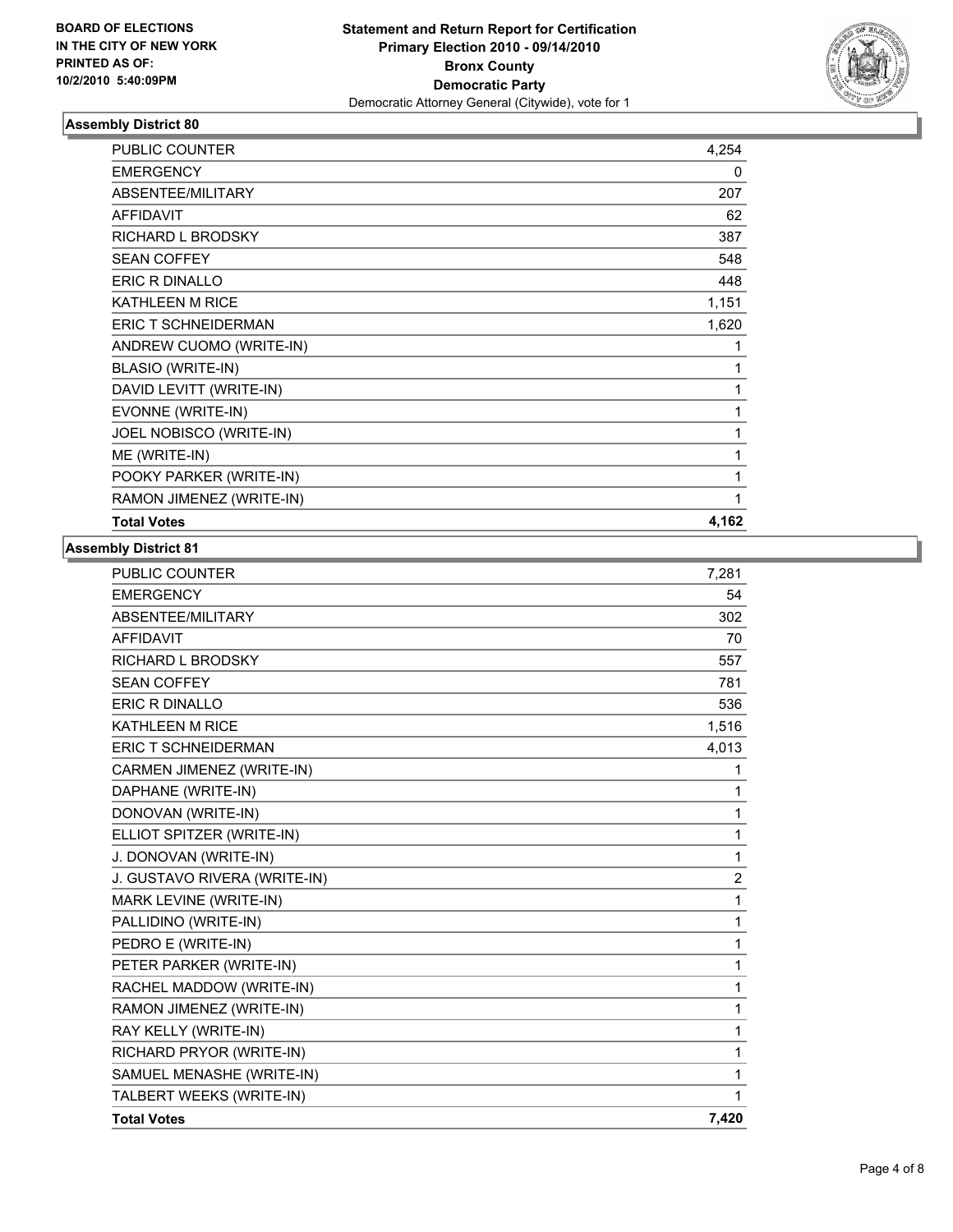**BOARD OF ELECTIONS IN THE CITY OF NEW YORK PRINTED AS OF: 10/2/2010 5:40:09PM**

# Statement and Return Report for Certification
## Primary Election 2010 - 09/14/2010
## Bronx County
## Democratic Party
### Democratic Attorney General (Citywide), vote for 1

### Assembly District 80

| | |
|---|---|
| PUBLIC COUNTER | 4,254 |
| EMERGENCY | 0 |
| ABSENTEE/MILITARY | 207 |
| AFFIDAVIT | 62 |
| RICHARD L BRODSKY | 387 |
| SEAN COFFEY | 548 |
| ERIC R DINALLO | 448 |
| KATHLEEN M RICE | 1,151 |
| ERIC T SCHNEIDERMAN | 1,620 |
| ANDREW CUOMO (WRITE-IN) | 1 |
| BLASIO (WRITE-IN) | 1 |
| DAVID LEVITT (WRITE-IN) | 1 |
| EVONNE (WRITE-IN) | 1 |
| JOEL NOBISCO (WRITE-IN) | 1 |
| ME (WRITE-IN) | 1 |
| POOKY PARKER (WRITE-IN) | 1 |
| RAMON JIMENEZ (WRITE-IN) | 1 |
| **Total Votes** | **4,162** |

### Assembly District 81

| | |
|---|---|
| PUBLIC COUNTER | 7,281 |
| EMERGENCY | 54 |
| ABSENTEE/MILITARY | 302 |
| AFFIDAVIT | 70 |
| RICHARD L BRODSKY | 557 |
| SEAN COFFEY | 781 |
| ERIC R DINALLO | 536 |
| KATHLEEN M RICE | 1,516 |
| ERIC T SCHNEIDERMAN | 4,013 |
| CARMEN JIMENEZ (WRITE-IN) | 1 |
| DAPHANE (WRITE-IN) | 1 |
| DONOVAN (WRITE-IN) | 1 |
| ELLIOT SPITZER (WRITE-IN) | 1 |
| J. DONOVAN (WRITE-IN) | 1 |
| J. GUSTAVO RIVERA (WRITE-IN) | 2 |
| MARK LEVINE (WRITE-IN) | 1 |
| PALLIDINO (WRITE-IN) | 1 |
| PEDRO E (WRITE-IN) | 1 |
| PETER PARKER (WRITE-IN) | 1 |
| RACHEL MADDOW (WRITE-IN) | 1 |
| RAMON JIMENEZ (WRITE-IN) | 1 |
| RAY KELLY (WRITE-IN) | 1 |
| RICHARD PRYOR (WRITE-IN) | 1 |
| SAMUEL MENASHE (WRITE-IN) | 1 |
| TALBERT WEEKS (WRITE-IN) | 1 |
| **Total Votes** | **7,420** |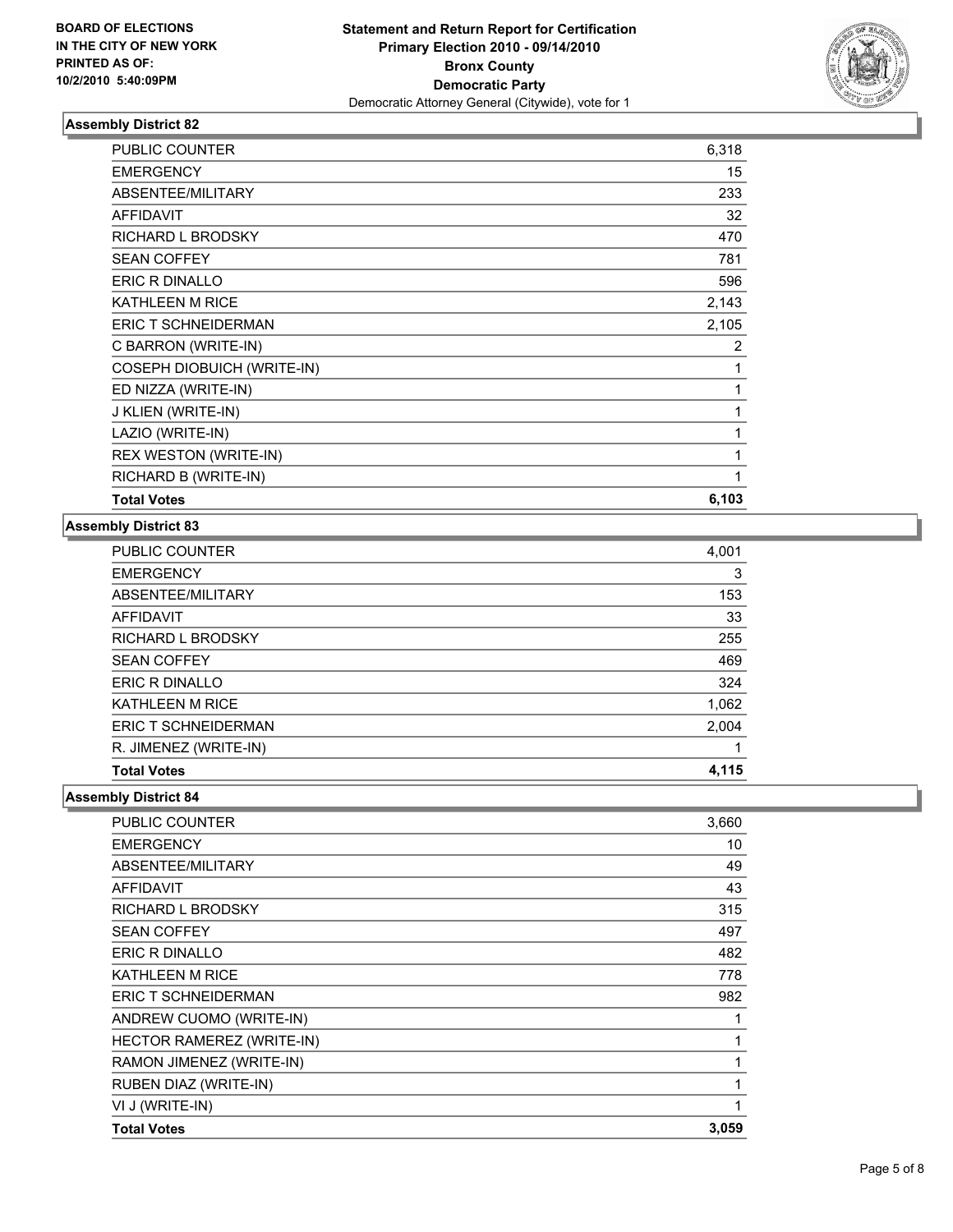**BOARD OF ELECTIONS IN THE CITY OF NEW YORK PRINTED AS OF: 10/2/2010 5:40:09PM**

**Statement and Return Report for Certification**
**Primary Election 2010 - 09/14/2010**
**Bronx County**
**Democratic Party**
Democratic Attorney General (Citywide), vote for 1

### Assembly District 82

| | |
|---|---|
| PUBLIC COUNTER | 6,318 |
| EMERGENCY | 15 |
| ABSENTEE/MILITARY | 233 |
| AFFIDAVIT | 32 |
| RICHARD L BRODSKY | 470 |
| SEAN COFFEY | 781 |
| ERIC R DINALLO | 596 |
| KATHLEEN M RICE | 2,143 |
| ERIC T SCHNEIDERMAN | 2,105 |
| C BARRON (WRITE-IN) | 2 |
| COSEPH DIOBUICH (WRITE-IN) | 1 |
| ED NIZZA (WRITE-IN) | 1 |
| J KLIEN (WRITE-IN) | 1 |
| LAZIO (WRITE-IN) | 1 |
| REX WESTON (WRITE-IN) | 1 |
| RICHARD B (WRITE-IN) | 1 |
| **Total Votes** | **6,103** |

### Assembly District 83

| | |
|---|---|
| PUBLIC COUNTER | 4,001 |
| EMERGENCY | 3 |
| ABSENTEE/MILITARY | 153 |
| AFFIDAVIT | 33 |
| RICHARD L BRODSKY | 255 |
| SEAN COFFEY | 469 |
| ERIC R DINALLO | 324 |
| KATHLEEN M RICE | 1,062 |
| ERIC T SCHNEIDERMAN | 2,004 |
| R. JIMENEZ (WRITE-IN) | 1 |
| **Total Votes** | **4,115** |

### Assembly District 84

| | |
|---|---|
| PUBLIC COUNTER | 3,660 |
| EMERGENCY | 10 |
| ABSENTEE/MILITARY | 49 |
| AFFIDAVIT | 43 |
| RICHARD L BRODSKY | 315 |
| SEAN COFFEY | 497 |
| ERIC R DINALLO | 482 |
| KATHLEEN M RICE | 778 |
| ERIC T SCHNEIDERMAN | 982 |
| ANDREW CUOMO (WRITE-IN) | 1 |
| HECTOR RAMEREZ (WRITE-IN) | 1 |
| RAMON JIMENEZ (WRITE-IN) | 1 |
| RUBEN DIAZ (WRITE-IN) | 1 |
| VI J (WRITE-IN) | 1 |
| **Total Votes** | **3,059** |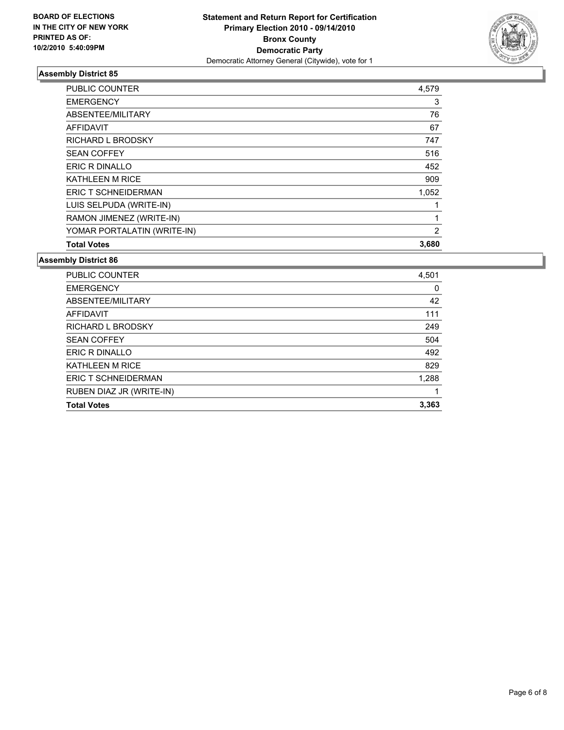## Assembly District 85

| | |
|---|---|
| PUBLIC COUNTER | 4,579 |
| EMERGENCY | 3 |
| ABSENTEE/MILITARY | 76 |
| AFFIDAVIT | 67 |
| RICHARD L BRODSKY | 747 |
| SEAN COFFEY | 516 |
| ERIC R DINALLO | 452 |
| KATHLEEN M RICE | 909 |
| ERIC T SCHNEIDERMAN | 1,052 |
| LUIS SELPUDA (WRITE-IN) | 1 |
| RAMON JIMENEZ (WRITE-IN) | 1 |
| YOMAR PORTALATIN (WRITE-IN) | 2 |
| **Total Votes** | **3,680** |

## Assembly District 86

| | |
|---|---|
| PUBLIC COUNTER | 4,501 |
| EMERGENCY | 0 |
| ABSENTEE/MILITARY | 42 |
| AFFIDAVIT | 111 |
| RICHARD L BRODSKY | 249 |
| SEAN COFFEY | 504 |
| ERIC R DINALLO | 492 |
| KATHLEEN M RICE | 829 |
| ERIC T SCHNEIDERMAN | 1,288 |
| RUBEN DIAZ JR (WRITE-IN) | 1 |
| **Total Votes** | **3,363** |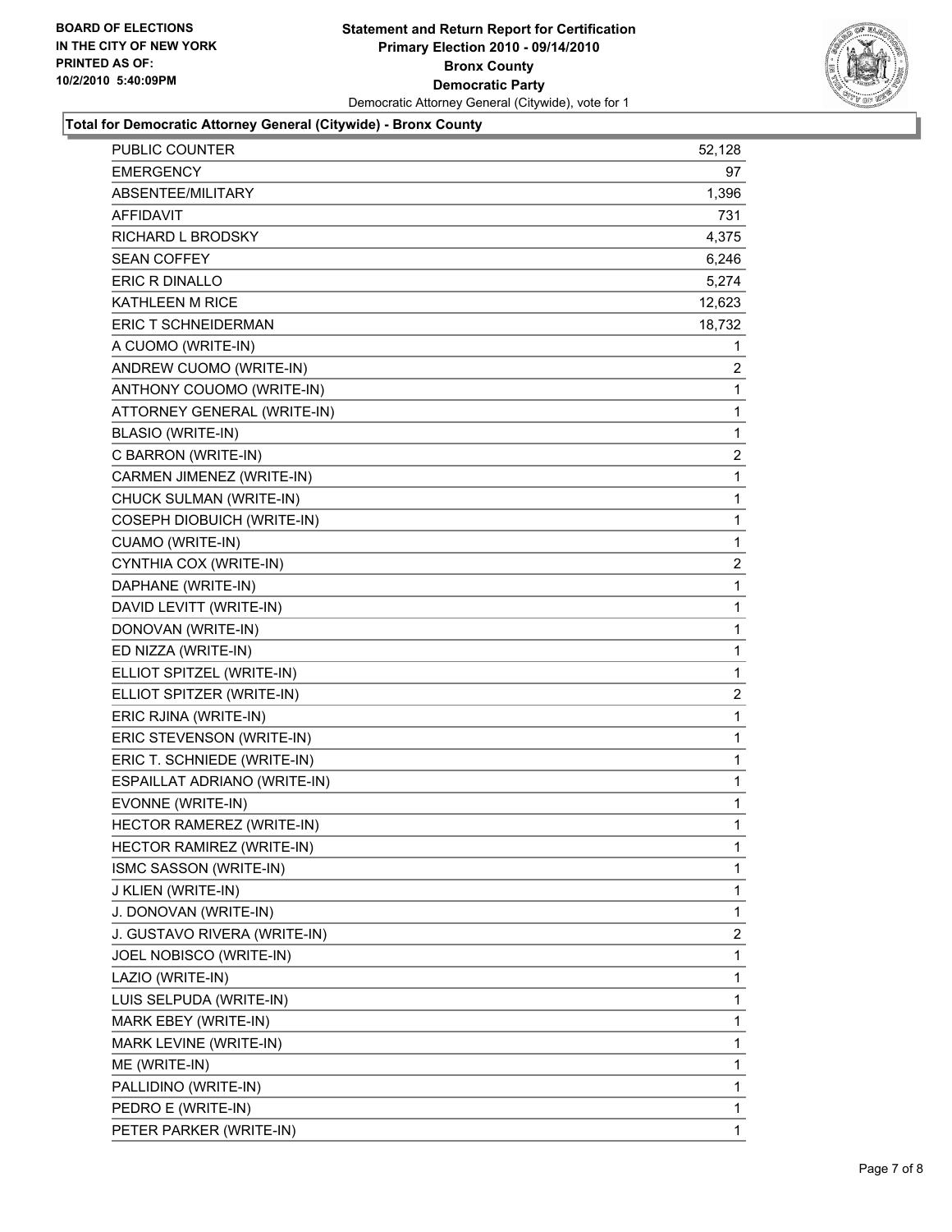BOARD OF ELECTIONS
IN THE CITY OF NEW YORK
PRINTED AS OF:
10/2/2010 5:40:09PM

**Statement and Return Report for Certification**
**Primary Election 2010 - 09/14/2010**
**Bronx County**
**Democratic Party**
Democratic Attorney General (Citywide), vote for 1

**Total for Democratic Attorney General (Citywide) - Bronx County**

| | |
|---|---|
| PUBLIC COUNTER | 52,128 |
| EMERGENCY | 97 |
| ABSENTEE/MILITARY | 1,396 |
| AFFIDAVIT | 731 |
| RICHARD L BRODSKY | 4,375 |
| SEAN COFFEY | 6,246 |
| ERIC R DINALLO | 5,274 |
| KATHLEEN M RICE | 12,623 |
| ERIC T SCHNEIDERMAN | 18,732 |
| A CUOMO (WRITE-IN) | 1 |
| ANDREW CUOMO (WRITE-IN) | 2 |
| ANTHONY COUOMO (WRITE-IN) | 1 |
| ATTORNEY GENERAL (WRITE-IN) | 1 |
| BLASIO (WRITE-IN) | 1 |
| C BARRON (WRITE-IN) | 2 |
| CARMEN JIMENEZ (WRITE-IN) | 1 |
| CHUCK SULMAN (WRITE-IN) | 1 |
| COSEPH DIOBUICH (WRITE-IN) | 1 |
| CUAMO (WRITE-IN) | 1 |
| CYNTHIA COX (WRITE-IN) | 2 |
| DAPHANE (WRITE-IN) | 1 |
| DAVID LEVITT (WRITE-IN) | 1 |
| DONOVAN (WRITE-IN) | 1 |
| ED NIZZA (WRITE-IN) | 1 |
| ELLIOT SPITZEL (WRITE-IN) | 1 |
| ELLIOT SPITZER (WRITE-IN) | 2 |
| ERIC RJINA (WRITE-IN) | 1 |
| ERIC STEVENSON (WRITE-IN) | 1 |
| ERIC T. SCHNIEDE (WRITE-IN) | 1 |
| ESPAILLAT ADRIANO (WRITE-IN) | 1 |
| EVONNE (WRITE-IN) | 1 |
| HECTOR RAMEREZ (WRITE-IN) | 1 |
| HECTOR RAMIREZ (WRITE-IN) | 1 |
| ISMC SASSON (WRITE-IN) | 1 |
| J KLIEN (WRITE-IN) | 1 |
| J. DONOVAN (WRITE-IN) | 1 |
| J. GUSTAVO RIVERA (WRITE-IN) | 2 |
| JOEL NOBISCO (WRITE-IN) | 1 |
| LAZIO (WRITE-IN) | 1 |
| LUIS SELPUDA (WRITE-IN) | 1 |
| MARK EBEY (WRITE-IN) | 1 |
| MARK LEVINE (WRITE-IN) | 1 |
| ME (WRITE-IN) | 1 |
| PALLIDINO (WRITE-IN) | 1 |
| PEDRO E (WRITE-IN) | 1 |
| PETER PARKER (WRITE-IN) | 1 |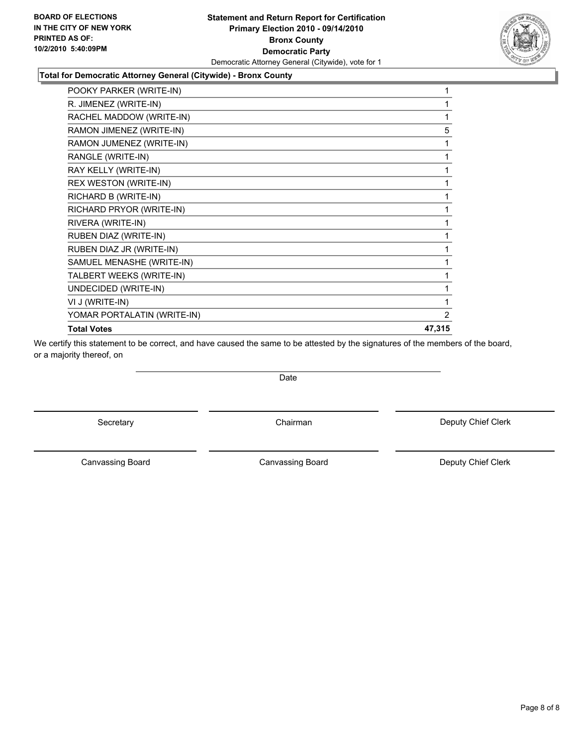**BOARD OF ELECTIONS IN THE CITY OF NEW YORK PRINTED AS OF: 10/2/2010 5:40:09PM**

**Statement and Return Report for Certification**
**Primary Election 2010 - 09/14/2010**
**Bronx County**
**Democratic Party**
Democratic Attorney General (Citywide), vote for 1

### Total for Democratic Attorney General (Citywide) - Bronx County

| | |
|---|---|
| POOKY PARKER (WRITE-IN) | 1 |
| R. JIMENEZ (WRITE-IN) | 1 |
| RACHEL MADDOW (WRITE-IN) | 1 |
| RAMON JIMENEZ (WRITE-IN) | 5 |
| RAMON JUMENEZ (WRITE-IN) | 1 |
| RANGLE (WRITE-IN) | 1 |
| RAY KELLY (WRITE-IN) | 1 |
| REX WESTON (WRITE-IN) | 1 |
| RICHARD B (WRITE-IN) | 1 |
| RICHARD PRYOR (WRITE-IN) | 1 |
| RIVERA (WRITE-IN) | 1 |
| RUBEN DIAZ (WRITE-IN) | 1 |
| RUBEN DIAZ JR (WRITE-IN) | 1 |
| SAMUEL MENASHE (WRITE-IN) | 1 |
| TALBERT WEEKS (WRITE-IN) | 1 |
| UNDECIDED (WRITE-IN) | 1 |
| VI J (WRITE-IN) | 1 |
| YOMAR PORTALATIN (WRITE-IN) | 2 |
| **Total Votes** | **47,315** |

We certify this statement to be correct, and have caused the same to be attested by the signatures of the members of the board, or a majority thereof, on

Date

Secretary | Chairman | Deputy Chief Clerk

Canvassing Board | Canvassing Board | Deputy Chief Clerk